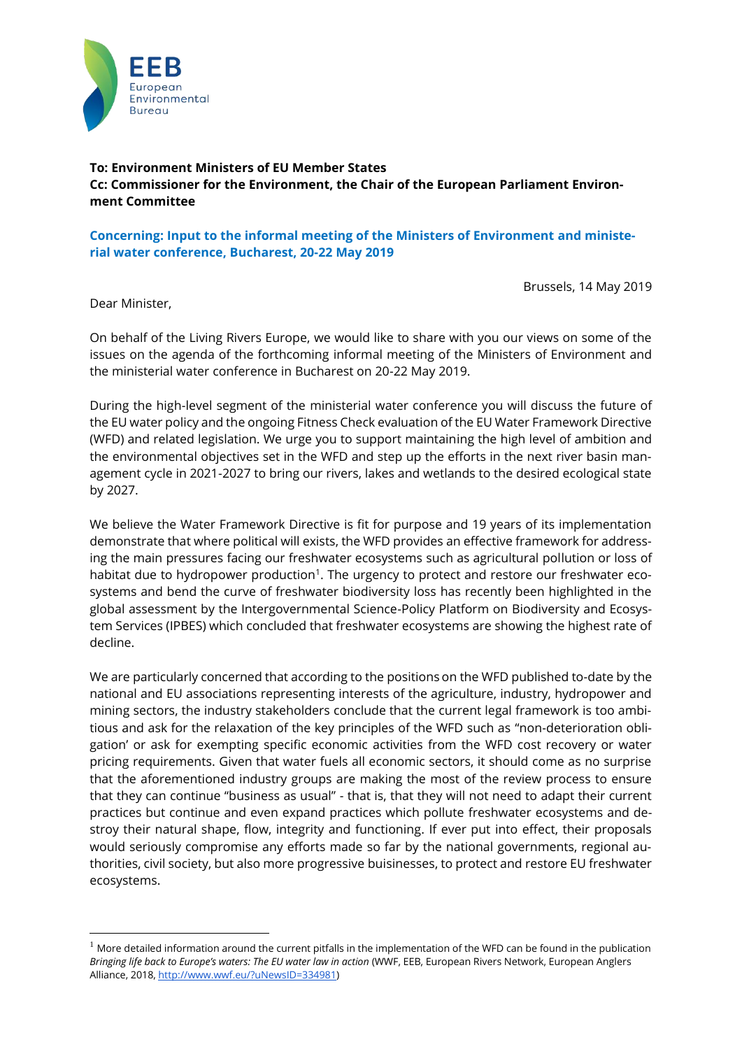**EEB**
European
Environmental
Bureau

**To: Environment Ministers of EU Member States**
**Cc: Commissioner for the Environment, the Chair of the European Parliament Environment Committee**

**Concerning: Input to the informal meeting of the Ministers of Environment and ministerial water conference, Bucharest, 20-22 May 2019**

Brussels, 14 May 2019

Dear Minister,

On behalf of the Living Rivers Europe, we would like to share with you our views on some of the issues on the agenda of the forthcoming informal meeting of the Ministers of Environment and the ministerial water conference in Bucharest on 20-22 May 2019.

During the high-level segment of the ministerial water conference you will discuss the future of the EU water policy and the ongoing Fitness Check evaluation of the EU Water Framework Directive (WFD) and related legislation. We urge you to support maintaining the high level of ambition and the environmental objectives set in the WFD and step up the efforts in the next river basin management cycle in 2021-2027 to bring our rivers, lakes and wetlands to the desired ecological state by 2027.

We believe the Water Framework Directive is fit for purpose and 19 years of its implementation demonstrate that where political will exists, the WFD provides an effective framework for addressing the main pressures facing our freshwater ecosystems such as agricultural pollution or loss of habitat due to hydropower production[1]. The urgency to protect and restore our freshwater ecosystems and bend the curve of freshwater biodiversity loss has recently been highlighted in the global assessment by the Intergovernmental Science-Policy Platform on Biodiversity and Ecosystem Services (IPBES) which concluded that freshwater ecosystems are showing the highest rate of decline.

We are particularly concerned that according to the positions on the WFD published to-date by the national and EU associations representing interests of the agriculture, industry, hydropower and mining sectors, the industry stakeholders conclude that the current legal framework is too ambitious and ask for the relaxation of the key principles of the WFD such as "non-deterioration obligation' or ask for exempting specific economic activities from the WFD cost recovery or water pricing requirements. Given that water fuels all economic sectors, it should come as no surprise that the aforementioned industry groups are making the most of the review process to ensure that they can continue "business as usual" - that is, that they will not need to adapt their current practices but continue and even expand practices which pollute freshwater ecosystems and destroy their natural shape, flow, integrity and functioning. If ever put into effect, their proposals would seriously compromise any efforts made so far by the national governments, regional authorities, civil society, but also more progressive buisinesses, to protect and restore EU freshwater ecosystems.

---

[1] More detailed information around the current pitfalls in the implementation of the WFD can be found in the publication *Bringing life back to Europe's waters: The EU water law in action* (WWF, EEB, European Rivers Network, European Anglers Alliance, 2018, http://www.wwf.eu/?uNewsID=334981)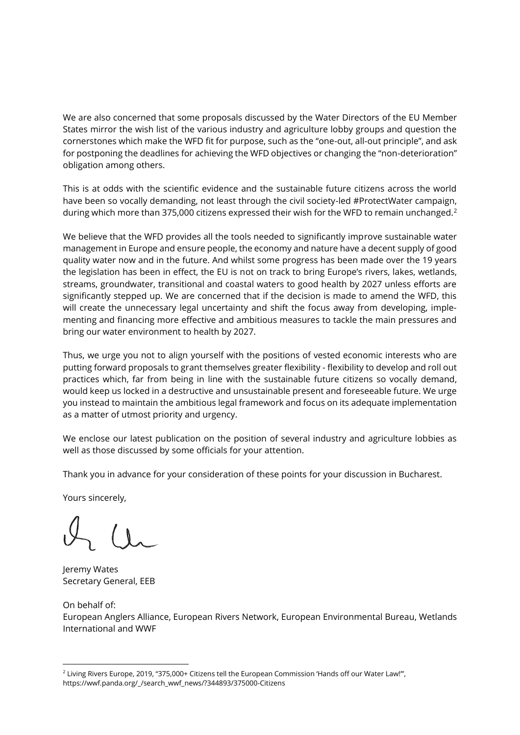We are also concerned that some proposals discussed by the Water Directors of the EU Member States mirror the wish list of the various industry and agriculture lobby groups and question the cornerstones which make the WFD fit for purpose, such as the "one-out, all-out principle", and ask for postponing the deadlines for achieving the WFD objectives or changing the "non-deterioration" obligation among others.

This is at odds with the scientific evidence and the sustainable future citizens across the world have been so vocally demanding, not least through the civil society-led #ProtectWater campaign, during which more than 375,000 citizens expressed their wish for the WFD to remain unchanged.[2]

We believe that the WFD provides all the tools needed to significantly improve sustainable water management in Europe and ensure people, the economy and nature have a decent supply of good quality water now and in the future. And whilst some progress has been made over the 19 years the legislation has been in effect, the EU is not on track to bring Europe's rivers, lakes, wetlands, streams, groundwater, transitional and coastal waters to good health by 2027 unless efforts are significantly stepped up. We are concerned that if the decision is made to amend the WFD, this will create the unnecessary legal uncertainty and shift the focus away from developing, implementing and financing more effective and ambitious measures to tackle the main pressures and bring our water environment to health by 2027.

Thus, we urge you not to align yourself with the positions of vested economic interests who are putting forward proposals to grant themselves greater flexibility - flexibility to develop and roll out practices which, far from being in line with the sustainable future citizens so vocally demand, would keep us locked in a destructive and unsustainable present and foreseeable future. We urge you instead to maintain the ambitious legal framework and focus on its adequate implementation as a matter of utmost priority and urgency.

We enclose our latest publication on the position of several industry and agriculture lobbies as well as those discussed by some officials for your attention.

Thank you in advance for your consideration of these points for your discussion in Bucharest.

Yours sincerely,

Jeremy Wates
Secretary General, EEB

On behalf of:
European Anglers Alliance, European Rivers Network, European Environmental Bureau, Wetlands International and WWF

---

[2] Living Rivers Europe, 2019, "375,000+ Citizens tell the European Commission 'Hands off our Water Law!'", https://wwf.panda.org/_/search_wwf_news/?344893/375000-Citizens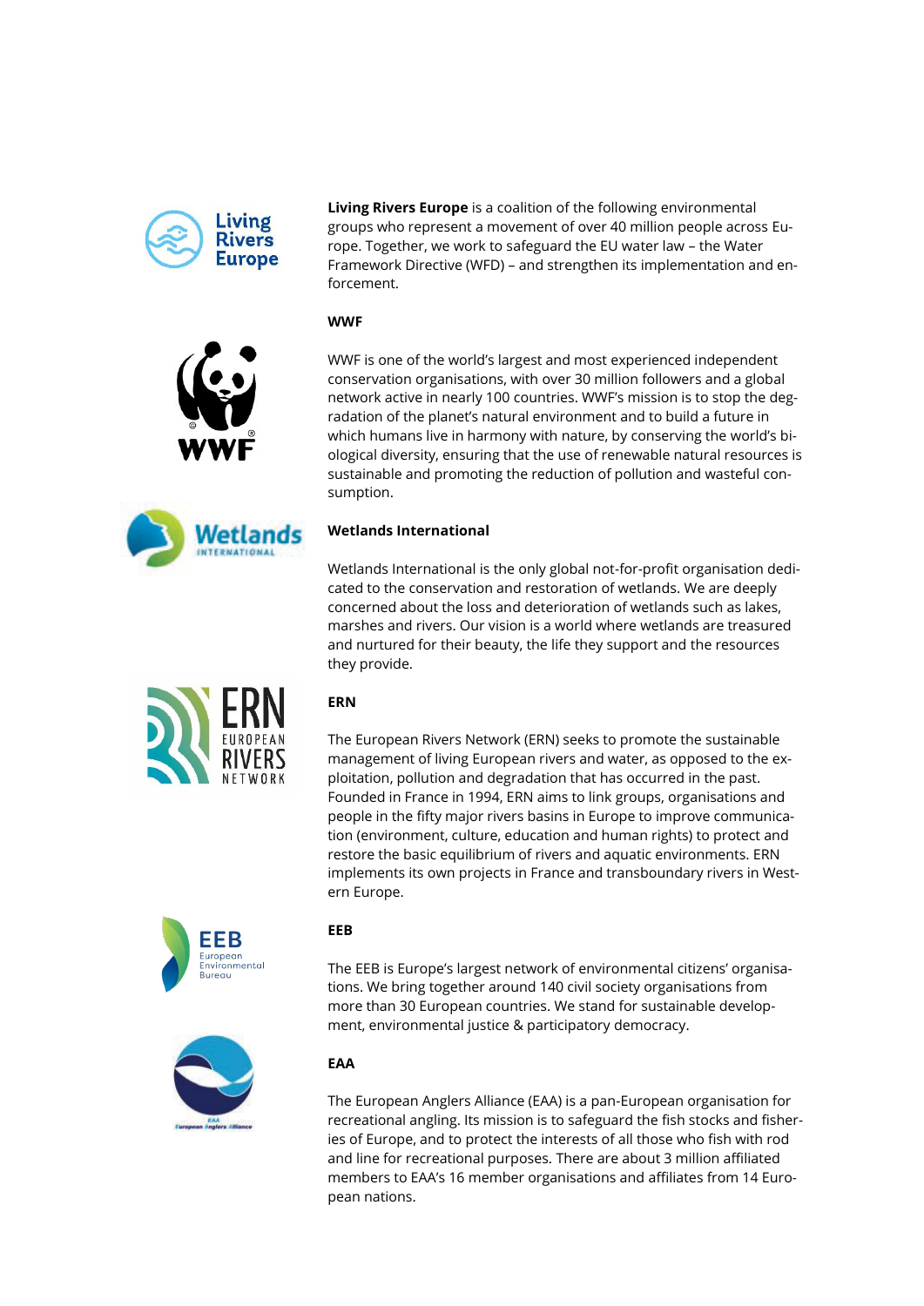**Living Rivers Europe** is a coalition of the following environmental groups who represent a movement of over 40 million people across Europe. Together, we work to safeguard the EU water law – the Water Framework Directive (WFD) – and strengthen its implementation and enforcement.

**WWF**

WWF is one of the world's largest and most experienced independent conservation organisations, with over 30 million followers and a global network active in nearly 100 countries. WWF's mission is to stop the degradation of the planet's natural environment and to build a future in which humans live in harmony with nature, by conserving the world's biological diversity, ensuring that the use of renewable natural resources is sustainable and promoting the reduction of pollution and wasteful consumption.

**Wetlands International**

Wetlands International is the only global not-for-profit organisation dedicated to the conservation and restoration of wetlands. We are deeply concerned about the loss and deterioration of wetlands such as lakes, marshes and rivers. Our vision is a world where wetlands are treasured and nurtured for their beauty, the life they support and the resources they provide.

**ERN**

The European Rivers Network (ERN) seeks to promote the sustainable management of living European rivers and water, as opposed to the exploitation, pollution and degradation that has occurred in the past. Founded in France in 1994, ERN aims to link groups, organisations and people in the fifty major rivers basins in Europe to improve communication (environment, culture, education and human rights) to protect and restore the basic equilibrium of rivers and aquatic environments. ERN implements its own projects in France and transboundary rivers in Western Europe.

**EEB**

The EEB is Europe's largest network of environmental citizens' organisations. We bring together around 140 civil society organisations from more than 30 European countries. We stand for sustainable development, environmental justice & participatory democracy.

**EAA**

The European Anglers Alliance (EAA) is a pan-European organisation for recreational angling. Its mission is to safeguard the fish stocks and fisheries of Europe, and to protect the interests of all those who fish with rod and line for recreational purposes. There are about 3 million affiliated members to EAA's 16 member organisations and affiliates from 14 European nations.